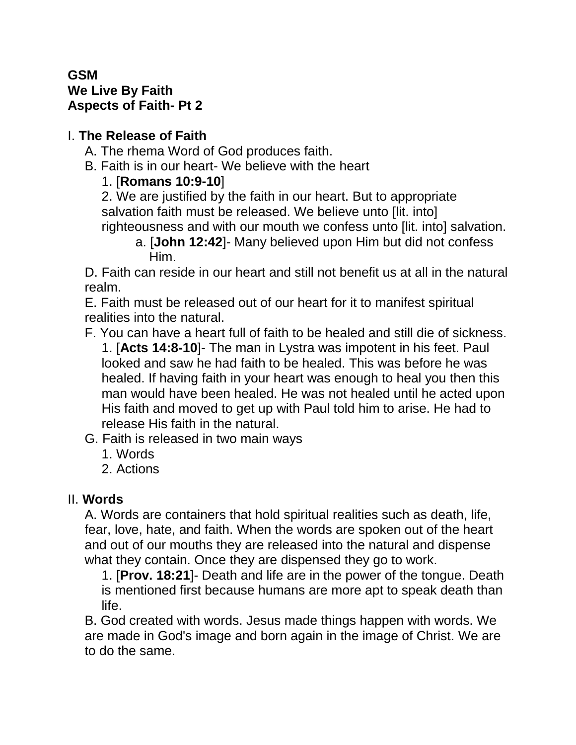**GSM**
**We Live By Faith**
**Aspects of Faith- Pt 2**

I. **The Release of Faith**

A. The rhema Word of God produces faith.

B. Faith is in our heart- We believe with the heart

1. [**Romans 10:9-10**]

2. We are justified by the faith in our heart. But to appropriate salvation faith must be released. We believe unto [lit. into] righteousness and with our mouth we confess unto [lit. into] salvation.

a. [**John 12:42**]- Many believed upon Him but did not confess Him.

D. Faith can reside in our heart and still not benefit us at all in the natural realm.

E. Faith must be released out of our heart for it to manifest spiritual realities into the natural.

F. You can have a heart full of faith to be healed and still die of sickness.

1. [**Acts 14:8-10**]- The man in Lystra was impotent in his feet. Paul looked and saw he had faith to be healed. This was before he was healed. If having faith in your heart was enough to heal you then this man would have been healed. He was not healed until he acted upon His faith and moved to get up with Paul told him to arise. He had to release His faith in the natural.

G. Faith is released in two main ways

1. Words

2. Actions

II. **Words**

A. Words are containers that hold spiritual realities such as death, life, fear, love, hate, and faith. When the words are spoken out of the heart and out of our mouths they are released into the natural and dispense what they contain. Once they are dispensed they go to work.

1. [**Prov. 18:21**]- Death and life are in the power of the tongue. Death is mentioned first because humans are more apt to speak death than life.

B. God created with words. Jesus made things happen with words. We are made in God's image and born again in the image of Christ. We are to do the same.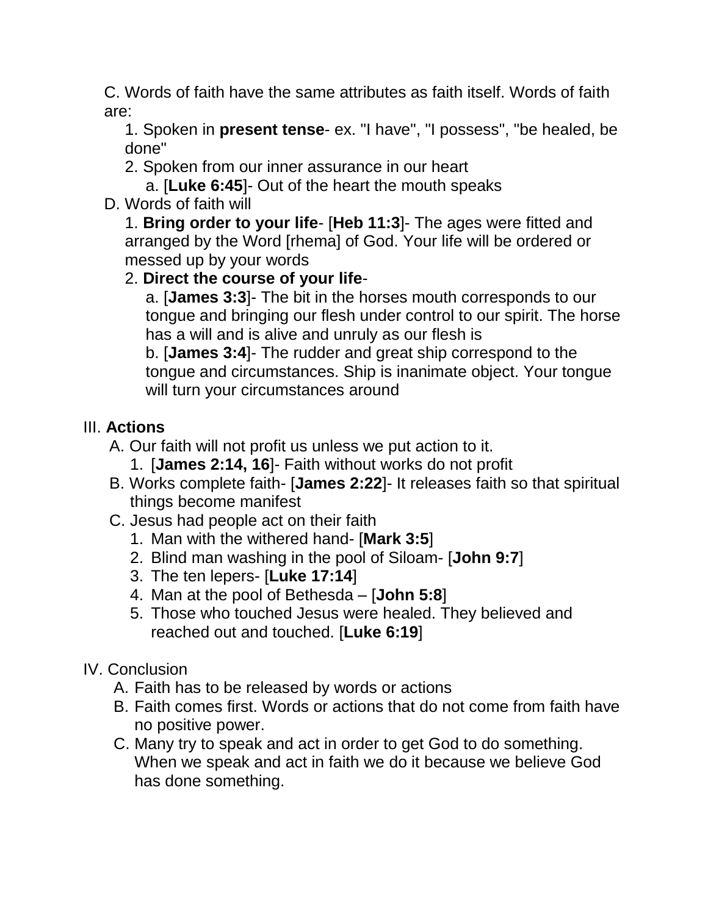C. Words of faith have the same attributes as faith itself. Words of faith are:

   1. Spoken in **present tense**- ex. "I have", "I possess", "be healed, be done"
   2. Spoken from our inner assurance in our heart
      a. [**Luke 6:45**]- Out of the heart the mouth speaks

D. Words of faith will

   1. **Bring order to your life**- [**Heb 11:3**]- The ages were fitted and arranged by the Word [rhema] of God. Your life will be ordered or messed up by your words
   2. **Direct the course of your life**-
      a. [**James 3:3**]- The bit in the horses mouth corresponds to our tongue and bringing our flesh under control to our spirit. The horse has a will and is alive and unruly as our flesh is
      b. [**James 3:4**]- The rudder and great ship correspond to the tongue and circumstances. Ship is inanimate object. Your tongue will turn your circumstances around

III. **Actions**

   A. Our faith will not profit us unless we put action to it.
      1. [**James 2:14, 16**]- Faith without works do not profit
   B. Works complete faith- [**James 2:22**]- It releases faith so that spiritual things become manifest
   C. Jesus had people act on their faith
      1. Man with the withered hand- [**Mark 3:5**]
      2. Blind man washing in the pool of Siloam- [**John 9:7**]
      3. The ten lepers- [**Luke 17:14**]
      4. Man at the pool of Bethesda – [**John 5:8**]
      5. Those who touched Jesus were healed. They believed and reached out and touched. [**Luke 6:19**]

IV. Conclusion

   A. Faith has to be released by words or actions
   B. Faith comes first. Words or actions that do not come from faith have no positive power.
   C. Many try to speak and act in order to get God to do something. When we speak and act in faith we do it because we believe God has done something.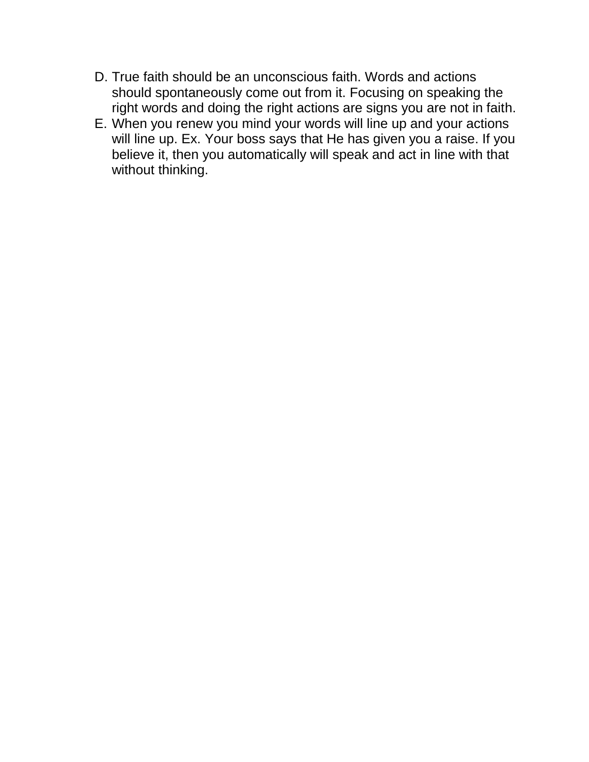D. True faith should be an unconscious faith. Words and actions should spontaneously come out from it. Focusing on speaking the right words and doing the right actions are signs you are not in faith.

E. When you renew you mind your words will line up and your actions will line up. Ex. Your boss says that He has given you a raise. If you believe it, then you automatically will speak and act in line with that without thinking.